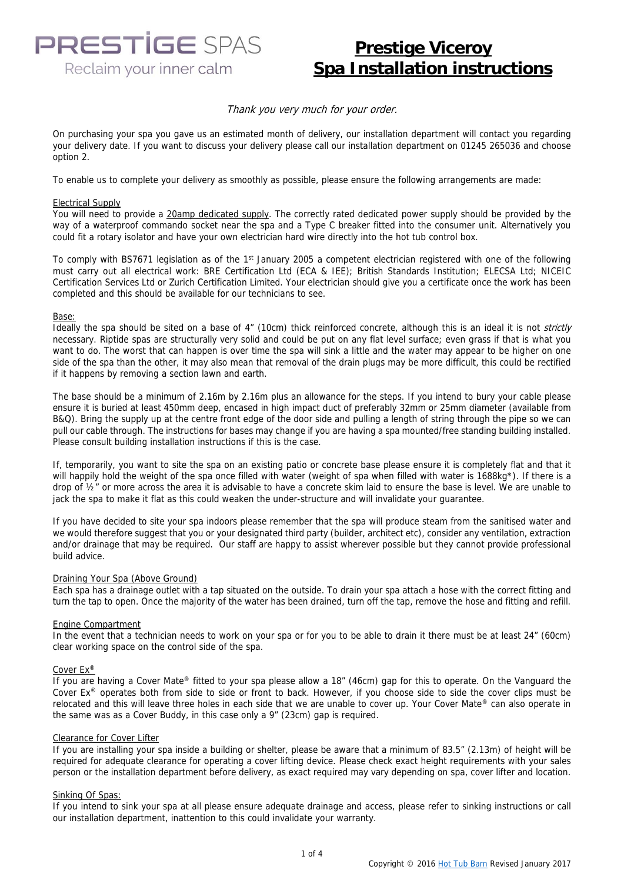PRESTIGE SPAS
Reclaim your inner calm

# Prestige Viceroy
# Spa Installation instructions

*Thank you very much for your order.*

On purchasing your spa you gave us an estimated month of delivery, our installation department will contact you regarding your delivery date. If you want to discuss your delivery please call our installation department on 01245 265036 and choose option 2.

To enable us to complete your delivery as smoothly as possible, please ensure the following arrangements are made:

## Electrical Supply

You will need to provide a 20amp dedicated supply. The correctly rated dedicated power supply should be provided by the way of a waterproof commando socket near the spa and a Type C breaker fitted into the consumer unit. Alternatively you could fit a rotary isolator and have your own electrician hard wire directly into the hot tub control box.

To comply with BS7671 legislation as of the 1st January 2005 a competent electrician registered with one of the following must carry out all electrical work: BRE Certification Ltd (ECA & IEE); British Standards Institution; ELECSA Ltd; NICEIC Certification Services Ltd or Zurich Certification Limited. Your electrician should give you a certificate once the work has been completed and this should be available for our technicians to see.

## Base:

Ideally the spa should be sited on a base of 4" (10cm) thick reinforced concrete, although this is an ideal it is not *strictly* necessary. Riptide spas are structurally very solid and could be put on any flat level surface; even grass if that is what you want to do. The worst that can happen is over time the spa will sink a little and the water may appear to be higher on one side of the spa than the other, it may also mean that removal of the drain plugs may be more difficult, this could be rectified if it happens by removing a section lawn and earth.

The base should be a minimum of 2.16m by 2.16m plus an allowance for the steps. If you intend to bury your cable please ensure it is buried at least 450mm deep, encased in high impact duct of preferably 32mm or 25mm diameter (available from B&Q). Bring the supply up at the centre front edge of the door side and pulling a length of string through the pipe so we can pull our cable through. The instructions for bases may change if you are having a spa mounted/free standing building installed. Please consult building installation instructions if this is the case.

If, temporarily, you want to site the spa on an existing patio or concrete base please ensure it is completely flat and that it will happily hold the weight of the spa once filled with water (weight of spa when filled with water is 1688kg*). If there is a drop of ½" or more across the area it is advisable to have a concrete skim laid to ensure the base is level. We are unable to jack the spa to make it flat as this could weaken the under-structure and will invalidate your guarantee.

If you have decided to site your spa indoors please remember that the spa will produce steam from the sanitised water and we would therefore suggest that you or your designated third party (builder, architect etc), consider any ventilation, extraction and/or drainage that may be required. Our staff are happy to assist wherever possible but they cannot provide professional build advice.

## Draining Your Spa (Above Ground)

Each spa has a drainage outlet with a tap situated on the outside. To drain your spa attach a hose with the correct fitting and turn the tap to open. Once the majority of the water has been drained, turn off the tap, remove the hose and fitting and refill.

## Engine Compartment

In the event that a technician needs to work on your spa or for you to be able to drain it there must be at least 24" (60cm) clear working space on the control side of the spa.

## Cover Ex®

If you are having a Cover Mate® fitted to your spa please allow a 18" (46cm) gap for this to operate. On the Vanguard the Cover Ex® operates both from side to side or front to back. However, if you choose side to side the cover clips must be relocated and this will leave three holes in each side that we are unable to cover up. Your Cover Mate® can also operate in the same was as a Cover Buddy, in this case only a 9" (23cm) gap is required.

## Clearance for Cover Lifter

If you are installing your spa inside a building or shelter, please be aware that a minimum of 83.5" (2.13m) of height will be required for adequate clearance for operating a cover lifting device. Please check exact height requirements with your sales person or the installation department before delivery, as exact required may vary depending on spa, cover lifter and location.

## Sinking Of Spas:

If you intend to sink your spa at all please ensure adequate drainage and access, please refer to sinking instructions or call our installation department, inattention to this could invalidate your warranty.

Copyright © 2016 Hot Tub Barn Revised January 2017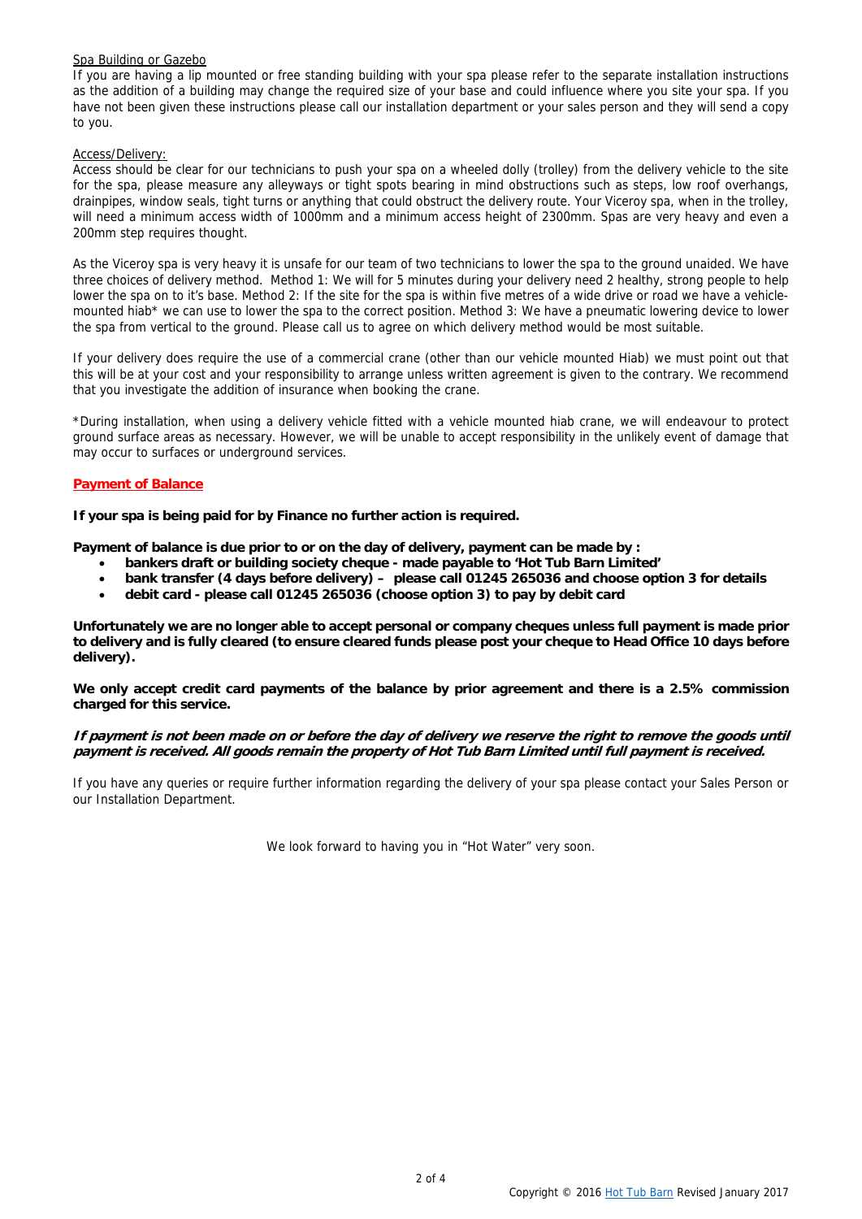Spa Building or Gazebo

If you are having a lip mounted or free standing building with your spa please refer to the separate installation instructions as the addition of a building may change the required size of your base and could influence where you site your spa. If you have not been given these instructions please call our installation department or your sales person and they will send a copy to you.

Access/Delivery:

Access should be clear for our technicians to push your spa on a wheeled dolly (trolley) from the delivery vehicle to the site for the spa, please measure any alleyways or tight spots bearing in mind obstructions such as steps, low roof overhangs, drainpipes, window seals, tight turns or anything that could obstruct the delivery route. Your Viceroy spa, when in the trolley, will need a minimum access width of 1000mm and a minimum access height of 2300mm. Spas are very heavy and even a 200mm step requires thought.

As the Viceroy spa is very heavy it is unsafe for our team of two technicians to lower the spa to the ground unaided. We have three choices of delivery method. Method 1: We will for 5 minutes during your delivery need 2 healthy, strong people to help lower the spa on to it's base. Method 2: If the site for the spa is within five metres of a wide drive or road we have a vehicle-mounted hiab* we can use to lower the spa to the correct position. Method 3: We have a pneumatic lowering device to lower the spa from vertical to the ground. Please call us to agree on which delivery method would be most suitable.

If your delivery does require the use of a commercial crane (other than our vehicle mounted Hiab) we must point out that this will be at your cost and your responsibility to arrange unless written agreement is given to the contrary. We recommend that you investigate the addition of insurance when booking the crane.

*During installation, when using a delivery vehicle fitted with a vehicle mounted hiab crane, we will endeavour to protect ground surface areas as necessary. However, we will be unable to accept responsibility in the unlikely event of damage that may occur to surfaces or underground services.

**Payment of Balance**

**If your spa is being paid for by Finance no further action is required.**

**Payment of balance is due prior to or on the day of delivery, payment can be made by :**

- **bankers draft or building society cheque - made payable to 'Hot Tub Barn Limited'**
- **bank transfer (4 days before delivery) – please call 01245 265036 and choose option 3 for details**
- **debit card - please call 01245 265036 (choose option 3) to pay by debit card**

**Unfortunately we are no longer able to accept personal or company cheques unless full payment is made prior to delivery and is fully cleared (to ensure cleared funds please post your cheque to Head Office 10 days before delivery).**

**We only accept credit card payments of the balance by prior agreement and there is a 2.5% commission charged for this service.**

***If payment is not been made on or before the day of delivery we reserve the right to remove the goods until payment is received. All goods remain the property of Hot Tub Barn Limited until full payment is received.***

If you have any queries or require further information regarding the delivery of your spa please contact your Sales Person or our Installation Department.

We look forward to having you in "Hot Water" very soon.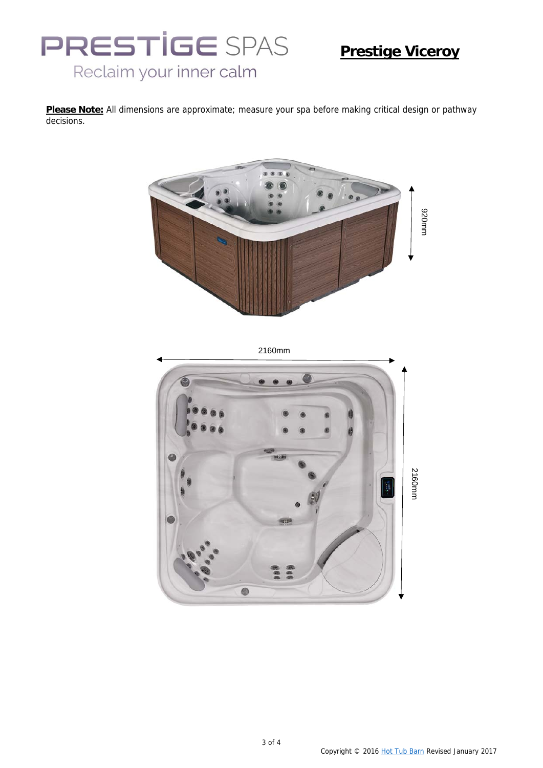PRESTIGE SPAS

Reclaim your inner calm

# Prestige Viceroy

**Please Note:** All dimensions are approximate; measure your spa before making critical design or pathway decisions.

920mm

2160mm

2160mm

Copyright © 2016 Hot Tub Barn Revised January 2017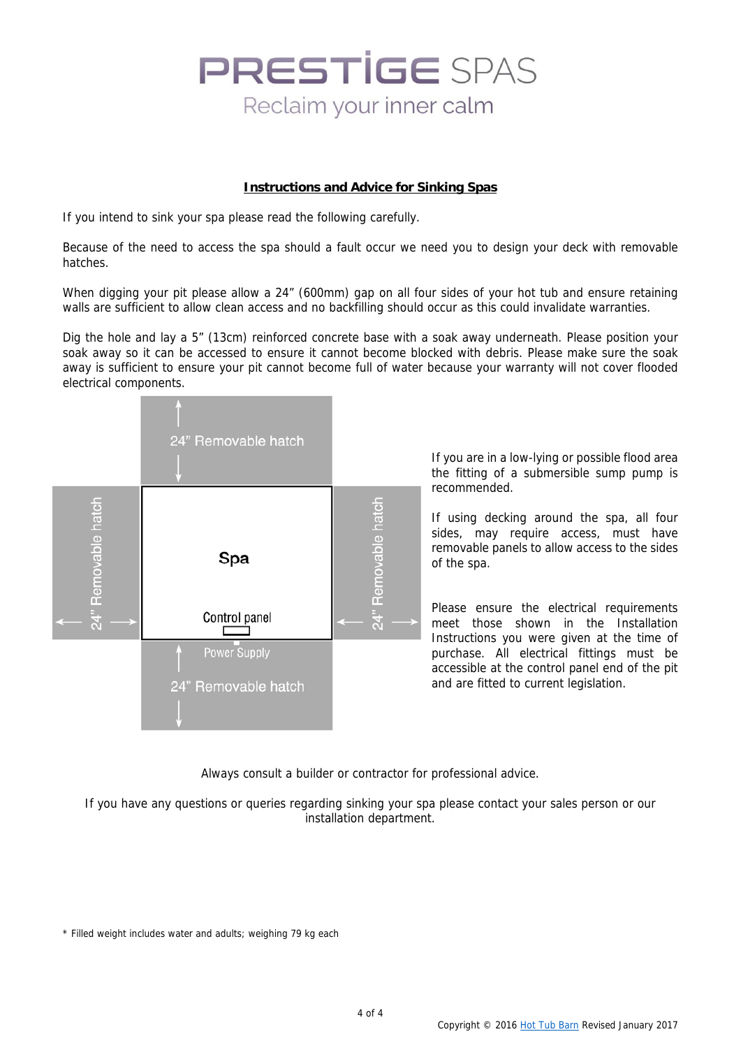# PRESTIGE SPAS

Reclaim your inner calm

## Instructions and Advice for Sinking Spas

If you intend to sink your spa please read the following carefully.

Because of the need to access the spa should a fault occur we need you to design your deck with removable hatches.

When digging your pit please allow a 24" (600mm) gap on all four sides of your hot tub and ensure retaining walls are sufficient to allow clean access and no backfilling should occur as this could invalidate warranties.

Dig the hole and lay a 5" (13cm) reinforced concrete base with a soak away underneath. Please position your soak away so it can be accessed to ensure it cannot become blocked with debris. Please make sure the soak away is sufficient to ensure your pit cannot become full of water because your warranty will not cover flooded electrical components.

24" Removable hatch

24" Removable hatch

Spa

Control panel

24" Removable hatch

Power Supply

24" Removable hatch

If you are in a low-lying or possible flood area the fitting of a submersible sump pump is recommended.

If using decking around the spa, all four sides, may require access, must have removable panels to allow access to the sides of the spa.

Please ensure the electrical requirements meet those shown in the Installation Instructions you were given at the time of purchase. All electrical fittings must be accessible at the control panel end of the pit and are fitted to current legislation.

Always consult a builder or contractor for professional advice.

If you have any questions or queries regarding sinking your spa please contact your sales person or our installation department.

* Filled weight includes water and adults; weighing 79 kg each

Copyright © 2016 Hot Tub Barn Revised January 2017